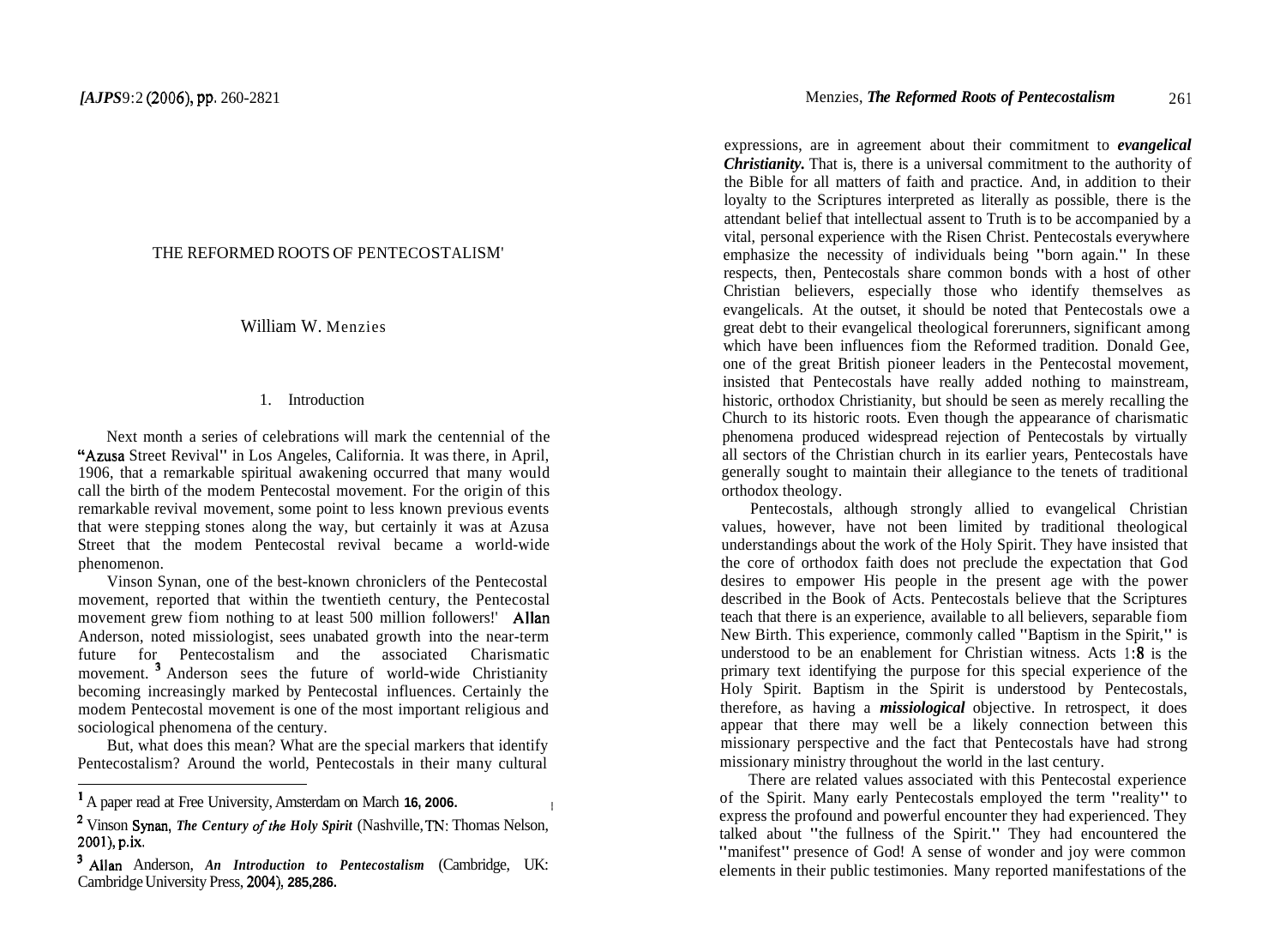# THE REFORMED ROOTS OF PENTECOSTALISM[1]

William W. Menzies

## 1. Introduction

Next month a series of celebrations will mark the centennial of the "Azusa Street Revival" in Los Angeles, California. It was there, in April, 1906, that a remarkable spiritual awakening occurred that many would call the birth of the modem Pentecostal movement. For the origin of this remarkable revival movement, some point to less known previous events that were stepping stones along the way, but certainly it was at Azusa Street that the modem Pentecostal revival became a world-wide phenomenon.

Vinson Synan, one of the best-known chroniclers of the Pentecostal movement, reported that within the twentieth century, the Pentecostal movement grew fiom nothing to at least 500 million followers![2] Allan Anderson, noted missiologist, sees unabated growth into the near-term future for Pentecostalism and the associated Charismatic movement.[3] Anderson sees the future of world-wide Christianity becoming increasingly marked by Pentecostal influences. Certainly the modem Pentecostal movement is one of the most important religious and sociological phenomena of the century.

But, what does this mean? What are the special markers that identify Pentecostalism? Around the world, Pentecostals in their many cultural expressions, are in agreement about their commitment to ***evangelical Christianity.*** That is, there is a universal commitment to the authority of the Bible for all matters of faith and practice. And, in addition to their loyalty to the Scriptures interpreted as literally as possible, there is the attendant belief that intellectual assent to Truth is to be accompanied by a vital, personal experience with the Risen Christ. Pentecostals everywhere emphasize the necessity of individuals being "born again." In these respects, then, Pentecostals share common bonds with a host of other Christian believers, especially those who identify themselves as evangelicals. At the outset, it should be noted that Pentecostals owe a great debt to their evangelical theological forerunners, significant among which have been influences fiom the Reformed tradition. Donald Gee, one of the great British pioneer leaders in the Pentecostal movement, insisted that Pentecostals have really added nothing to mainstream, historic, orthodox Christianity, but should be seen as merely recalling the Church to its historic roots. Even though the appearance of charismatic phenomena produced widespread rejection of Pentecostals by virtually all sectors of the Christian church in its earlier years, Pentecostals have generally sought to maintain their allegiance to the tenets of traditional orthodox theology.

Pentecostals, although strongly allied to evangelical Christian values, however, have not been limited by traditional theological understandings about the work of the Holy Spirit. They have insisted that the core of orthodox faith does not preclude the expectation that God desires to empower His people in the present age with the power described in the Book of Acts. Pentecostals believe that the Scriptures teach that there is an experience, available to all believers, separable fiom New Birth. This experience, commonly called "Baptism in the Spirit," is understood to be an enablement for Christian witness. Acts 1:8 is the primary text identifying the purpose for this special experience of the Holy Spirit. Baptism in the Spirit is understood by Pentecostals, therefore, as having a ***missiological*** objective. In retrospect, it does appear that there may well be a likely connection between this missionary perspective and the fact that Pentecostals have had strong missionary ministry throughout the world in the last century.

There are related values associated with this Pentecostal experience of the Spirit. Many early Pentecostals employed the term "reality" to express the profound and powerful encounter they had experienced. They talked about "the fullness of the Spirit." They had encountered the "manifest" presence of God! A sense of wonder and joy were common elements in their public testimonies. Many reported manifestations of the

---

[1] A paper read at Free University, Amsterdam on March 16, 2006.

[2] Vinson Synan, *The Century of the Holy Spirit* (Nashville, TN: Thomas Nelson, 2001), p.ix.

[3] Allan Anderson, *An Introduction to Pentecostalism* (Cambridge, UK: Cambridge University Press, 2004), 285,286.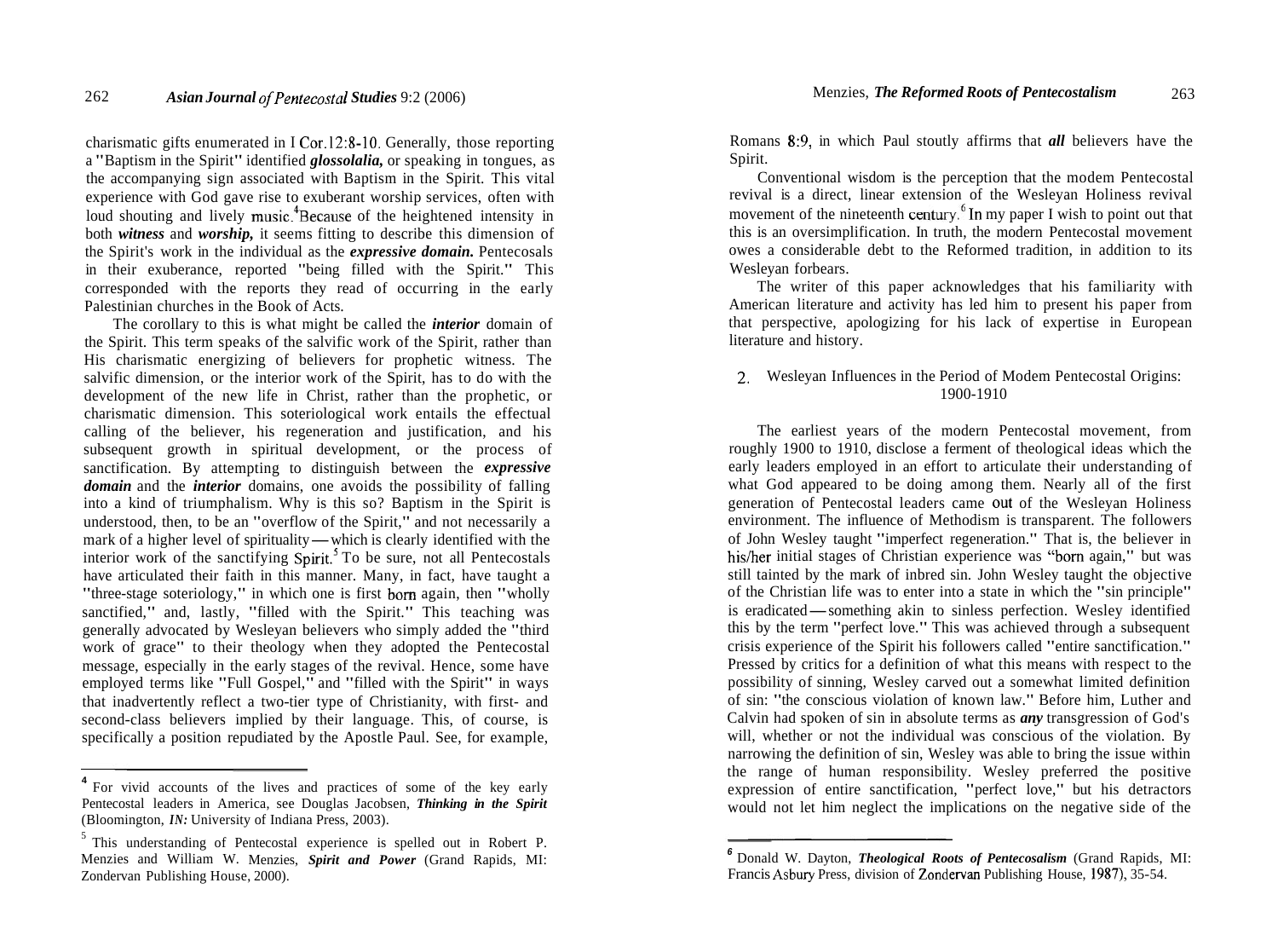charismatic gifts enumerated in I Cor.12:8-10. Generally, those reporting a "Baptism in the Spirit" identified ***glossolalia,*** or speaking in tongues, as the accompanying sign associated with Baptism in the Spirit. This vital experience with God gave rise to exuberant worship services, often with loud shouting and lively music.[4] Because of the heightened intensity in both ***witness*** and ***worship,*** it seems fitting to describe this dimension of the Spirit's work in the individual as the ***expressive domain.*** Pentecosals in their exuberance, reported "being filled with the Spirit." This corresponded with the reports they read of occurring in the early Palestinian churches in the Book of Acts.

The corollary to this is what might be called the ***interior*** domain of the Spirit. This term speaks of the salvific work of the Spirit, rather than His charismatic energizing of believers for prophetic witness. The salvific dimension, or the interior work of the Spirit, has to do with the development of the new life in Christ, rather than the prophetic, or charismatic dimension. This soteriological work entails the effectual calling of the believer, his regeneration and justification, and his subsequent growth in spiritual development, or the process of sanctification. By attempting to distinguish between the ***expressive domain*** and the ***interior*** domains, one avoids the possibility of falling into a kind of triumphalism. Why is this so? Baptism in the Spirit is understood, then, to be an "overflow of the Spirit," and not necessarily a mark of a higher level of spirituality—which is clearly identified with the interior work of the sanctifying Spirit.[5] To be sure, not all Pentecostals have articulated their faith in this manner. Many, in fact, have taught a "three-stage soteriology," in which one is first born again, then "wholly sanctified," and, lastly, "filled with the Spirit." This teaching was generally advocated by Wesleyan believers who simply added the "third work of grace" to their theology when they adopted the Pentecostal message, especially in the early stages of the revival. Hence, some have employed terms like "Full Gospel," and "filled with the Spirit" in ways that inadvertently reflect a two-tier type of Christianity, with first- and second-class believers implied by their language. This, of course, is specifically a position repudiated by the Apostle Paul. See, for example, Romans 8:9, in which Paul stoutly affirms that ***all*** believers have the Spirit.

Conventional wisdom is the perception that the modem Pentecostal revival is a direct, linear extension of the Wesleyan Holiness revival movement of the nineteenth century.[6] In my paper I wish to point out that this is an oversimplification. In truth, the modern Pentecostal movement owes a considerable debt to the Reformed tradition, in addition to its Wesleyan forbears.

The writer of this paper acknowledges that his familiarity with American literature and activity has led him to present his paper from that perspective, apologizing for his lack of expertise in European literature and history.

## 2. Wesleyan Influences in the Period of Modem Pentecostal Origins: 1900-1910

The earliest years of the modern Pentecostal movement, from roughly 1900 to 1910, disclose a ferment of theological ideas which the early leaders employed in an effort to articulate their understanding of what God appeared to be doing among them. Nearly all of the first generation of Pentecostal leaders came out of the Wesleyan Holiness environment. The influence of Methodism is transparent. The followers of John Wesley taught "imperfect regeneration." That is, the believer in his/her initial stages of Christian experience was "born again," but was still tainted by the mark of inbred sin. John Wesley taught the objective of the Christian life was to enter into a state in which the "sin principle" is eradicated—something akin to sinless perfection. Wesley identified this by the term "perfect love." This was achieved through a subsequent crisis experience of the Spirit his followers called "entire sanctification." Pressed by critics for a definition of what this means with respect to the possibility of sinning, Wesley carved out a somewhat limited definition of sin: "the conscious violation of known law." Before him, Luther and Calvin had spoken of sin in absolute terms as ***any*** transgression of God's will, whether or not the individual was conscious of the violation. By narrowing the definition of sin, Wesley was able to bring the issue within the range of human responsibility. Wesley preferred the positive expression of entire sanctification, "perfect love," but his detractors would not let him neglect the implications on the negative side of the

---

[4] For vivid accounts of the lives and practices of some of the key early Pentecostal leaders in America, see Douglas Jacobsen, ***Thinking in the Spirit*** (Bloomington, *IN:* University of Indiana Press, 2003).

[5] This understanding of Pentecostal experience is spelled out in Robert P. Menzies and William W. Menzies, ***Spirit and Power*** (Grand Rapids, MI: Zondervan Publishing House, 2000).

[6] Donald W. Dayton, ***Theological Roots of Pentecosalism*** (Grand Rapids, MI: Francis Asbury Press, division of Zondervan Publishing House, 1987), 35-54.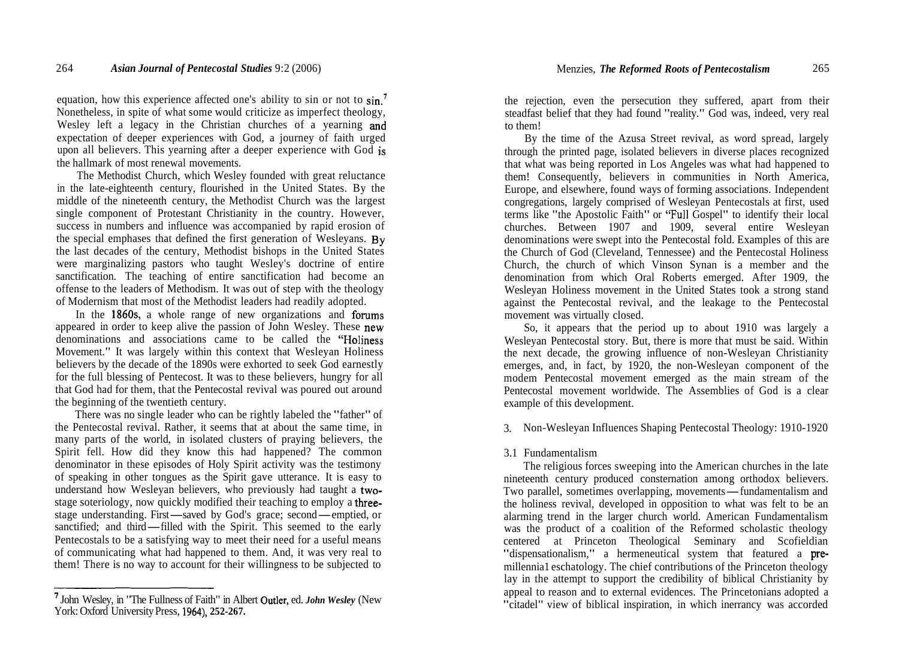equation, how this experience affected one's ability to sin or not to sin.[7] Nonetheless, in spite of what some would criticize as imperfect theology, Wesley left a legacy in the Christian churches of a yearning and expectation of deeper experiences with God, a journey of faith urged upon all believers. This yearning after a deeper experience with God is the hallmark of most renewal movements.

The Methodist Church, which Wesley founded with great reluctance in the late-eighteenth century, flourished in the United States. By the middle of the nineteenth century, the Methodist Church was the largest single component of Protestant Christianity in the country. However, success in numbers and influence was accompanied by rapid erosion of the special emphases that defined the first generation of Wesleyans. By the last decades of the century, Methodist bishops in the United States were marginalizing pastors who taught Wesley's doctrine of entire sanctification. The teaching of entire sanctification had become an offense to the leaders of Methodism. It was out of step with the theology of Modernism that most of the Methodist leaders had readily adopted.

In the 1860s, a whole range of new organizations and forums appeared in order to keep alive the passion of John Wesley. These new denominations and associations came to be called the "Holiness Movement." It was largely within this context that Wesleyan Holiness believers by the decade of the 1890s were exhorted to seek God earnestly for the full blessing of Pentecost. It was to these believers, hungry for all that God had for them, that the Pentecostal revival was poured out around the beginning of the twentieth century.

There was no single leader who can be rightly labeled the "father" of the Pentecostal revival. Rather, it seems that at about the same time, in many parts of the world, in isolated clusters of praying believers, the Spirit fell. How did they know this had happened? The common denominator in these episodes of Holy Spirit activity was the testimony of speaking in other tongues as the Spirit gave utterance. It is easy to understand how Wesleyan believers, who previously had taught a two-stage soteriology, now quickly modified their teaching to employ a three-stage understanding. First—saved by God's grace; second—emptied, or sanctified; and third—filled with the Spirit. This seemed to the early Pentecostals to be a satisfying way to meet their need for a useful means of communicating what had happened to them. And, it was very real to them! There is no way to account for their willingness to be subjected to the rejection, even the persecution they suffered, apart from their steadfast belief that they had found "reality." God was, indeed, very real to them!

By the time of the Azusa Street revival, as word spread, largely through the printed page, isolated believers in diverse places recognized that what was being reported in Los Angeles was what had happened to them! Consequently, believers in communities in North America, Europe, and elsewhere, found ways of forming associations. Independent congregations, largely comprised of Wesleyan Pentecostals at first, used terms like "the Apostolic Faith" or "Full Gospel" to identify their local churches. Between 1907 and 1909, several entire Wesleyan denominations were swept into the Pentecostal fold. Examples of this are the Church of God (Cleveland, Tennessee) and the Pentecostal Holiness Church, the church of which Vinson Synan is a member and the denomination from which Oral Roberts emerged. After 1909, the Wesleyan Holiness movement in the United States took a strong stand against the Pentecostal revival, and the leakage to the Pentecostal movement was virtually closed.

So, it appears that the period up to about 1910 was largely a Wesleyan Pentecostal story. But, there is more that must be said. Within the next decade, the growing influence of non-Wesleyan Christianity emerges, and, in fact, by 1920, the non-Wesleyan component of the modem Pentecostal movement emerged as the main stream of the Pentecostal movement worldwide. The Assemblies of God is a clear example of this development.

## 3. Non-Wesleyan Influences Shaping Pentecostal Theology: 1910-1920

### 3.1 Fundamentalism

The religious forces sweeping into the American churches in the late nineteenth century produced consternation among orthodox believers. Two parallel, sometimes overlapping, movements—fundamentalism and the holiness revival, developed in opposition to what was felt to be an alarming trend in the larger church world. American Fundamentalism was the product of a coalition of the Reformed scholastic theology centered at Princeton Theological Seminary and Scofieldian "dispensationalism," a hermeneutical system that featured a pre-millennial eschatology. The chief contributions of the Princeton theology lay in the attempt to support the credibility of biblical Christianity by appeal to reason and to external evidences. The Princetonians adopted a "citadel" view of biblical inspiration, in which inerrancy was accorded

[7] John Wesley, in "The Fullness of Faith" in Albert Outler, ed. *John Wesley* (New York: Oxford University Press, 1964), 252-267.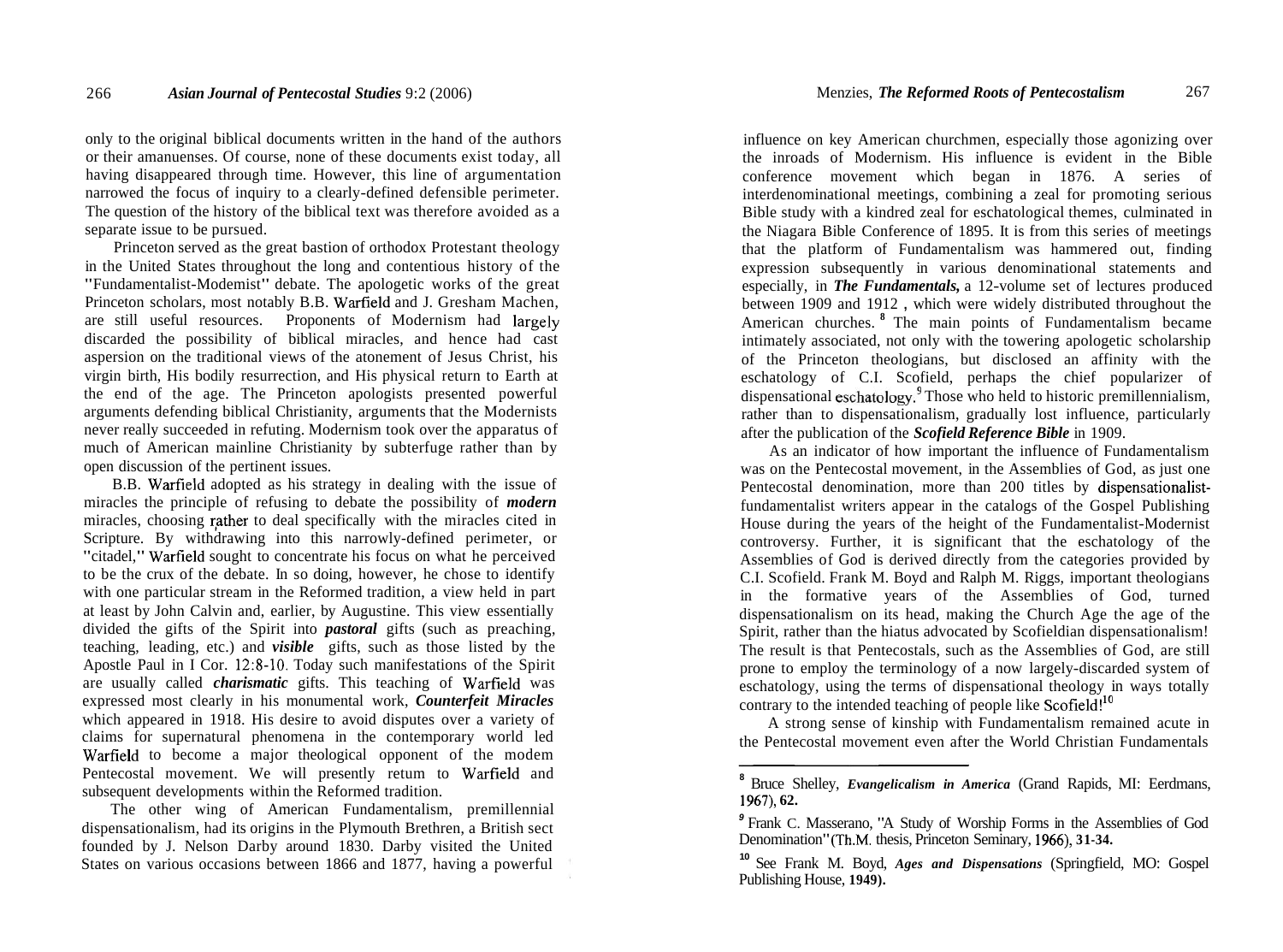only to the original biblical documents written in the hand of the authors or their amanuenses. Of course, none of these documents exist today, all having disappeared through time. However, this line of argumentation narrowed the focus of inquiry to a clearly-defined defensible perimeter. The question of the history of the biblical text was therefore avoided as a separate issue to be pursued.

Princeton served as the great bastion of orthodox Protestant theology in the United States throughout the long and contentious history of the "Fundamentalist-Modemist" debate. The apologetic works of the great Princeton scholars, most notably B.B. Warfield and J. Gresham Machen, are still useful resources. Proponents of Modernism had largely discarded the possibility of biblical miracles, and hence had cast aspersion on the traditional views of the atonement of Jesus Christ, his virgin birth, His bodily resurrection, and His physical return to Earth at the end of the age. The Princeton apologists presented powerful arguments defending biblical Christianity, arguments that the Modernists never really succeeded in refuting. Modernism took over the apparatus of much of American mainline Christianity by subterfuge rather than by open discussion of the pertinent issues.

B.B. Warfield adopted as his strategy in dealing with the issue of miracles the principle of refusing to debate the possibility of ***modern*** miracles, choosing rather to deal specifically with the miracles cited in Scripture. By withdrawing into this narrowly-defined perimeter, or "citadel," Warfield sought to concentrate his focus on what he perceived to be the crux of the debate. In so doing, however, he chose to identify with one particular stream in the Reformed tradition, a view held in part at least by John Calvin and, earlier, by Augustine. This view essentially divided the gifts of the Spirit into ***pastoral*** gifts (such as preaching, teaching, leading, etc.) and ***visible*** gifts, such as those listed by the Apostle Paul in I Cor. 12:8-10. Today such manifestations of the Spirit are usually called ***charismatic*** gifts. This teaching of Warfield was expressed most clearly in his monumental work, ***Counterfeit Miracles*** which appeared in 1918. His desire to avoid disputes over a variety of claims for supernatural phenomena in the contemporary world led Warfield to become a major theological opponent of the modem Pentecostal movement. We will presently return to Warfield and subsequent developments within the Reformed tradition.

The other wing of American Fundamentalism, premillennial dispensationalism, had its origins in the Plymouth Brethren, a British sect founded by J. Nelson Darby around 1830. Darby visited the United States on various occasions between 1866 and 1877, having a powerful influence on key American churchmen, especially those agonizing over the inroads of Modernism. His influence is evident in the Bible conference movement which began in 1876. A series of interdenominational meetings, combining a zeal for promoting serious Bible study with a kindred zeal for eschatological themes, culminated in the Niagara Bible Conference of 1895. It is from this series of meetings that the platform of Fundamentalism was hammered out, finding expression subsequently in various denominational statements and especially, in ***The Fundamentals,*** a 12-volume set of lectures produced between 1909 and 1912 , which were widely distributed throughout the American churches.[8] The main points of Fundamentalism became intimately associated, not only with the towering apologetic scholarship of the Princeton theologians, but disclosed an affinity with the eschatology of C.I. Scofield, perhaps the chief popularizer of dispensational eschatology.[9] Those who held to historic premillennialism, rather than to dispensationalism, gradually lost influence, particularly after the publication of the ***Scofield Reference Bible*** in 1909.

As an indicator of how important the influence of Fundamentalism was on the Pentecostal movement, in the Assemblies of God, as just one Pentecostal denomination, more than 200 titles by dispensationalist-fundamentalist writers appear in the catalogs of the Gospel Publishing House during the years of the height of the Fundamentalist-Modernist controversy. Further, it is significant that the eschatology of the Assemblies of God is derived directly from the categories provided by C.I. Scofield. Frank M. Boyd and Ralph M. Riggs, important theologians in the formative years of the Assemblies of God, turned dispensationalism on its head, making the Church Age the age of the Spirit, rather than the hiatus advocated by Scofieldian dispensationalism! The result is that Pentecostals, such as the Assemblies of God, are still prone to employ the terminology of a now largely-discarded system of eschatology, using the terms of dispensational theology in ways totally contrary to the intended teaching of people like Scofield![10]

A strong sense of kinship with Fundamentalism remained acute in the Pentecostal movement even after the World Christian Fundamentals

---

[8] Bruce Shelley, *Evangelicalism in America* (Grand Rapids, MI: Eerdmans, 1967), 62.

[9] Frank C. Masserano, "A Study of Worship Forms in the Assemblies of God Denomination" (Th.M. thesis, Princeton Seminary, 1966), 31-34.

[10] See Frank M. Boyd, *Ages and Dispensations* (Springfield, MO: Gospel Publishing House, 1949).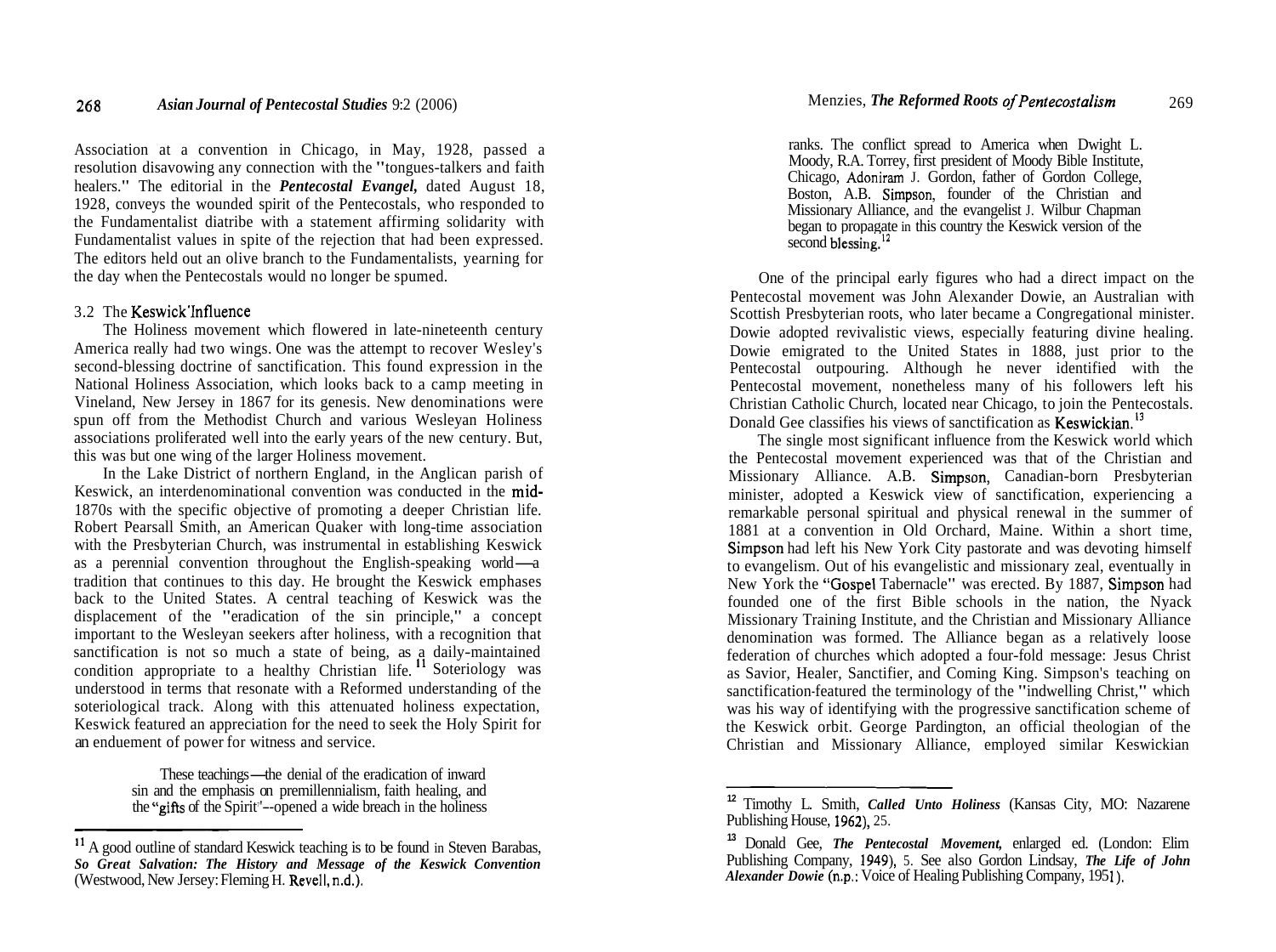Association at a convention in Chicago, in May, 1928, passed a resolution disavowing any connection with the "tongues-talkers and faith healers." The editorial in the ***Pentecostal Evangel,*** dated August 18, 1928, conveys the wounded spirit of the Pentecostals, who responded to the Fundamentalist diatribe with a statement affirming solidarity with Fundamentalist values in spite of the rejection that had been expressed. The editors held out an olive branch to the Fundamentalists, yearning for the day when the Pentecostals would no longer be spumed.

### 3.2 The Keswick Influence

The Holiness movement which flowered in late-nineteenth century America really had two wings. One was the attempt to recover Wesley's second-blessing doctrine of sanctification. This found expression in the National Holiness Association, which looks back to a camp meeting in Vineland, New Jersey in 1867 for its genesis. New denominations were spun off from the Methodist Church and various Wesleyan Holiness associations proliferated well into the early years of the new century. But, this was but one wing of the larger Holiness movement.

In the Lake District of northern England, in the Anglican parish of Keswick, an interdenominational convention was conducted in the mid-1870s with the specific objective of promoting a deeper Christian life. Robert Pearsall Smith, an American Quaker with long-time association with the Presbyterian Church, was instrumental in establishing Keswick as a perennial convention throughout the English-speaking world—a tradition that continues to this day. He brought the Keswick emphases back to the United States. A central teaching of Keswick was the displacement of the "eradication of the sin principle," a concept important to the Wesleyan seekers after holiness, with a recognition that sanctification is not so much a state of being, as a daily-maintained condition appropriate to a healthy Christian life.[11] Soteriology was understood in terms that resonate with a Reformed understanding of the soteriological track. Along with this attenuated holiness expectation, Keswick featured an appreciation for the need to seek the Holy Spirit for an enduement of power for witness and service.

> These teachings—the denial of the eradication of inward sin and the emphasis on premillennialism, faith healing, and the "gifts of the Spirit"--opened a wide breach in the holiness ranks. The conflict spread to America when Dwight L. Moody, R.A. Torrey, first president of Moody Bible Institute, Chicago, Adoniram J. Gordon, father of Gordon College, Boston, A.B. Simpson, founder of the Christian and Missionary Alliance, and the evangelist J. Wilbur Chapman began to propagate in this country the Keswick version of the second blessing.[12]

One of the principal early figures who had a direct impact on the Pentecostal movement was John Alexander Dowie, an Australian with Scottish Presbyterian roots, who later became a Congregational minister. Dowie adopted revivalistic views, especially featuring divine healing. Dowie emigrated to the United States in 1888, just prior to the Pentecostal outpouring. Although he never identified with the Pentecostal movement, nonetheless many of his followers left his Christian Catholic Church, located near Chicago, to join the Pentecostals. Donald Gee classifies his views of sanctification as Keswickian.[13]

The single most significant influence from the Keswick world which the Pentecostal movement experienced was that of the Christian and Missionary Alliance. A.B. Simpson, Canadian-born Presbyterian minister, adopted a Keswick view of sanctification, experiencing a remarkable personal spiritual and physical renewal in the summer of 1881 at a convention in Old Orchard, Maine. Within a short time, Simpson had left his New York City pastorate and was devoting himself to evangelism. Out of his evangelistic and missionary zeal, eventually in New York the "Gospel Tabernacle" was erected. By 1887, Simpson had founded one of the first Bible schools in the nation, the Nyack Missionary Training Institute, and the Christian and Missionary Alliance denomination was formed. The Alliance began as a relatively loose federation of churches which adopted a four-fold message: Jesus Christ as Savior, Healer, Sanctifier, and Coming King. Simpson's teaching on sanctification featured the terminology of the "indwelling Christ," which was his way of identifying with the progressive sanctification scheme of the Keswick orbit. George Pardington, an official theologian of the Christian and Missionary Alliance, employed similar Keswickian

---

[11] A good outline of standard Keswick teaching is to be found in Steven Barabas, ***So Great Salvation: The History and Message of the Keswick Convention*** (Westwood, New Jersey: Fleming H. Revell, n.d.).

[12] Timothy L. Smith, ***Called Unto Holiness*** (Kansas City, MO: Nazarene Publishing House, 1962), 25.

[13] Donald Gee, ***The Pentecostal Movement,*** enlarged ed. (London: Elim Publishing Company, 1949), 5. See also Gordon Lindsay, ***The Life of John Alexander Dowie*** (n.p.: Voice of Healing Publishing Company, 1951).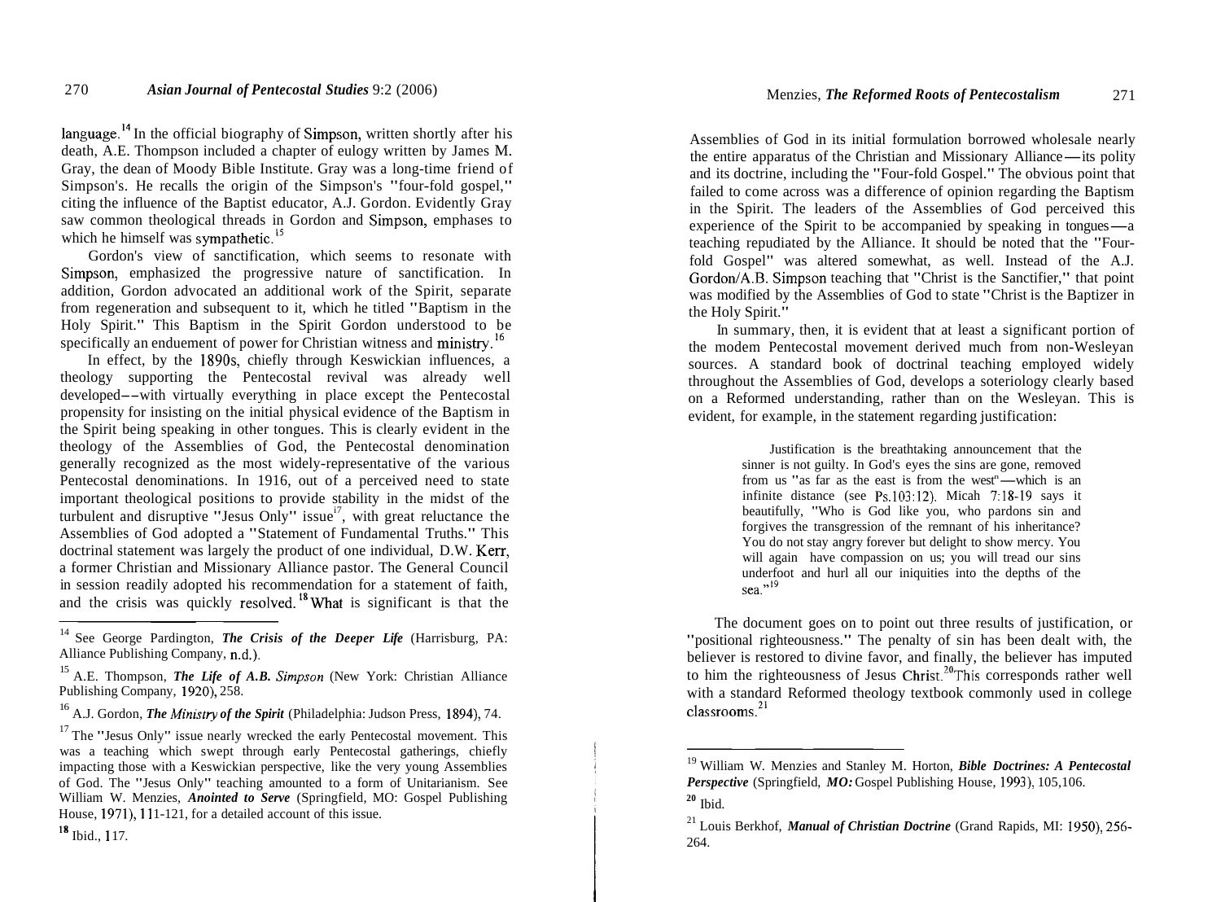language.[14] In the official biography of Simpson, written shortly after his death, A.E. Thompson included a chapter of eulogy written by James M. Gray, the dean of Moody Bible Institute. Gray was a long-time friend of Simpson's. He recalls the origin of the Simpson's "four-fold gospel," citing the influence of the Baptist educator, A.J. Gordon. Evidently Gray saw common theological threads in Gordon and Simpson, emphases to which he himself was sympathetic.[15]

Gordon's view of sanctification, which seems to resonate with Simpson, emphasized the progressive nature of sanctification. In addition, Gordon advocated an additional work of the Spirit, separate from regeneration and subsequent to it, which he titled "Baptism in the Holy Spirit." This Baptism in the Spirit Gordon understood to be specifically an enduement of power for Christian witness and ministry.[16]

In effect, by the 1890s, chiefly through Keswickian influences, a theology supporting the Pentecostal revival was already well developed--with virtually everything in place except the Pentecostal propensity for insisting on the initial physical evidence of the Baptism in the Spirit being speaking in other tongues. This is clearly evident in the theology of the Assemblies of God, the Pentecostal denomination generally recognized as the most widely-representative of the various Pentecostal denominations. In 1916, out of a perceived need to state important theological positions to provide stability in the midst of the turbulent and disruptive "Jesus Only" issue[17], with great reluctance the Assemblies of God adopted a "Statement of Fundamental Truths." This doctrinal statement was largely the product of one individual, D.W. Kerr, a former Christian and Missionary Alliance pastor. The General Council in session readily adopted his recommendation for a statement of faith, and the crisis was quickly resolved.[18] What is significant is that the Assemblies of God in its initial formulation borrowed wholesale nearly the entire apparatus of the Christian and Missionary Alliance—its polity and its doctrine, including the "Four-fold Gospel." The obvious point that failed to come across was a difference of opinion regarding the Baptism in the Spirit. The leaders of the Assemblies of God perceived this experience of the Spirit to be accompanied by speaking in tongues—a teaching repudiated by the Alliance. It should be noted that the "Four-fold Gospel" was altered somewhat, as well. Instead of the A.J. Gordon/A.B. Simpson teaching that "Christ is the Sanctifier," that point was modified by the Assemblies of God to state "Christ is the Baptizer in the Holy Spirit."

In summary, then, it is evident that at least a significant portion of the modem Pentecostal movement derived much from non-Wesleyan sources. A standard book of doctrinal teaching employed widely throughout the Assemblies of God, develops a soteriology clearly based on a Reformed understanding, rather than on the Wesleyan. This is evident, for example, in the statement regarding justification:

> Justification is the breathtaking announcement that the sinner is not guilty. In God's eyes the sins are gone, removed from us "as far as the east is from the west"—which is an infinite distance (see Ps.103:12). Micah 7:18-19 says it beautifully, "Who is God like you, who pardons sin and forgives the transgression of the remnant of his inheritance? You do not stay angry forever but delight to show mercy. You will again have compassion on us; you will tread our sins underfoot and hurl all our iniquities into the depths of the sea."[19]

The document goes on to point out three results of justification, or "positional righteousness." The penalty of sin has been dealt with, the believer is restored to divine favor, and finally, the believer has imputed to him the righteousness of Jesus Christ.[20] This corresponds rather well with a standard Reformed theology textbook commonly used in college classrooms.[21]

---

[14] See George Pardington, ***The Crisis of the Deeper Life*** (Harrisburg, PA: Alliance Publishing Company, n.d.).

[15] A.E. Thompson, ***The Life of A.B. Simpson*** (New York: Christian Alliance Publishing Company, 1920), 258.

[16] A.J. Gordon, ***The Ministry of the Spirit*** (Philadelphia: Judson Press, 1894), 74.

[17] The "Jesus Only" issue nearly wrecked the early Pentecostal movement. This was a teaching which swept through early Pentecostal gatherings, chiefly impacting those with a Keswickian perspective, like the very young Assemblies of God. The "Jesus Only" teaching amounted to a form of Unitarianism. See William W. Menzies, ***Anointed to Serve*** (Springfield, MO: Gospel Publishing House, 1971), 111-121, for a detailed account of this issue.

[18] Ibid., 117.

[19] William W. Menzies and Stanley M. Horton, ***Bible Doctrines: A Pentecostal Perspective*** (Springfield, *MO:* Gospel Publishing House, 1993), 105,106.

[20] Ibid.

[21] Louis Berkhof, ***Manual of Christian Doctrine*** (Grand Rapids, MI: 1950), 256-264.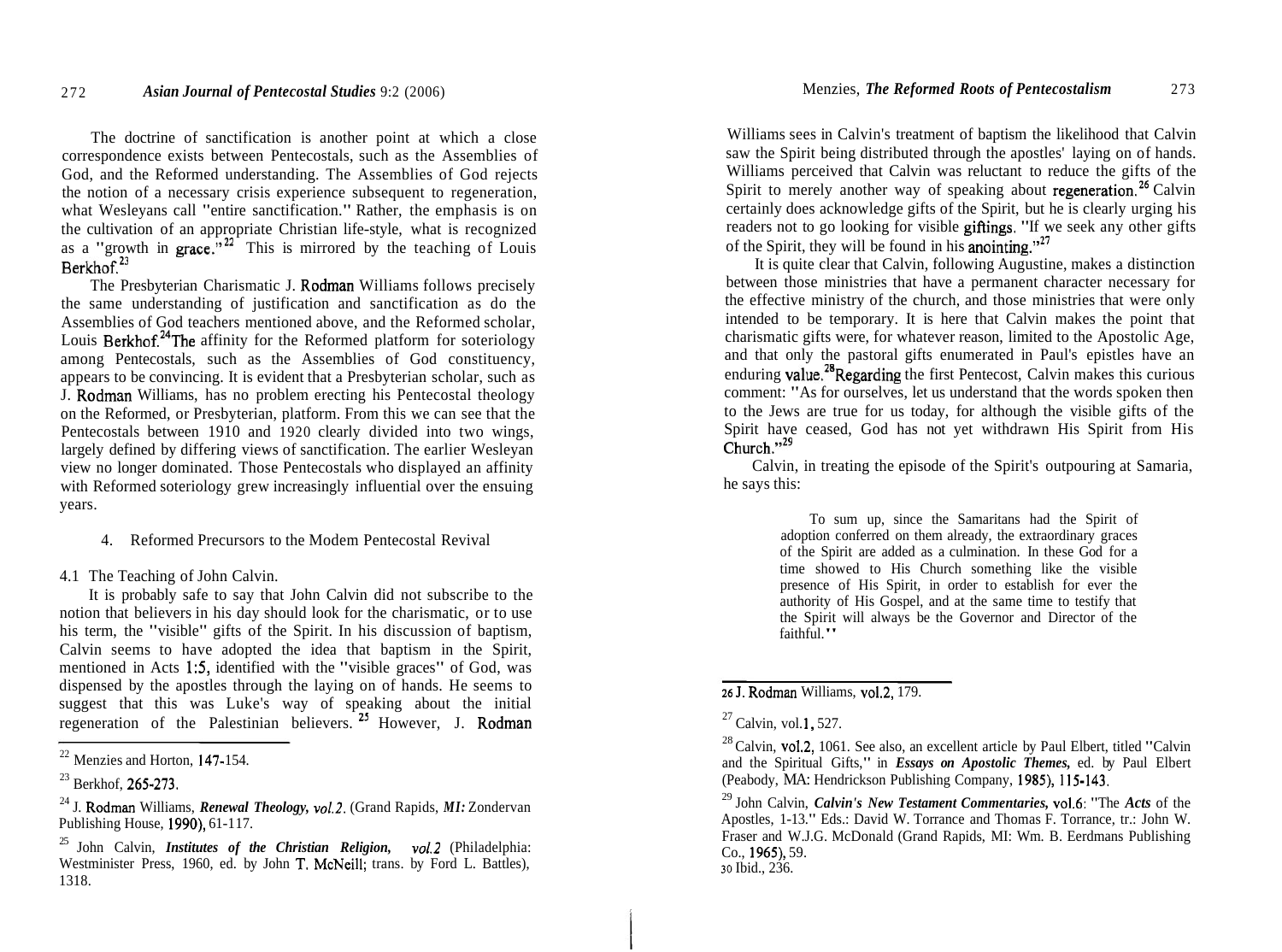The doctrine of sanctification is another point at which a close correspondence exists between Pentecostals, such as the Assemblies of God, and the Reformed understanding. The Assemblies of God rejects the notion of a necessary crisis experience subsequent to regeneration, what Wesleyans call "entire sanctification." Rather, the emphasis is on the cultivation of an appropriate Christian life-style, what is recognized as a "growth in grace."[22] This is mirrored by the teaching of Louis Berkhof.[23]

The Presbyterian Charismatic J. Rodman Williams follows precisely the same understanding of justification and sanctification as do the Assemblies of God teachers mentioned above, and the Reformed scholar, Louis Berkhof.[24] The affinity for the Reformed platform for soteriology among Pentecostals, such as the Assemblies of God constituency, appears to be convincing. It is evident that a Presbyterian scholar, such as J. Rodman Williams, has no problem erecting his Pentecostal theology on the Reformed, or Presbyterian, platform. From this we can see that the Pentecostals between 1910 and 1920 clearly divided into two wings, largely defined by differing views of sanctification. The earlier Wesleyan view no longer dominated. Those Pentecostals who displayed an affinity with Reformed soteriology grew increasingly influential over the ensuing years.

## 4. Reformed Precursors to the Modem Pentecostal Revival

### 4.1 The Teaching of John Calvin.

It is probably safe to say that John Calvin did not subscribe to the notion that believers in his day should look for the charismatic, or to use his term, the "visible" gifts of the Spirit. In his discussion of baptism, Calvin seems to have adopted the idea that baptism in the Spirit, mentioned in Acts 1:5, identified with the "visible graces" of God, was dispensed by the apostles through the laying on of hands. He seems to suggest that this was Luke's way of speaking about the initial regeneration of the Palestinian believers.[25] However, J. Rodman Williams sees in Calvin's treatment of baptism the likelihood that Calvin saw the Spirit being distributed through the apostles' laying on of hands. Williams perceived that Calvin was reluctant to reduce the gifts of the Spirit to merely another way of speaking about regeneration.[26] Calvin certainly does acknowledge gifts of the Spirit, but he is clearly urging his readers not to go looking for visible giftings. "If we seek any other gifts of the Spirit, they will be found in his anointing."[27]

It is quite clear that Calvin, following Augustine, makes a distinction between those ministries that have a permanent character necessary for the effective ministry of the church, and those ministries that were only intended to be temporary. It is here that Calvin makes the point that charismatic gifts were, for whatever reason, limited to the Apostolic Age, and that only the pastoral gifts enumerated in Paul's epistles have an enduring value.[28] Regarding the first Pentecost, Calvin makes this curious comment: "As for ourselves, let us understand that the words spoken then to the Jews are true for us today, for although the visible gifts of the Spirit have ceased, God has not yet withdrawn His Spirit from His Church."[29]

Calvin, in treating the episode of the Spirit's outpouring at Samaria, he says this:

> To sum up, since the Samaritans had the Spirit of adoption conferred on them already, the extraordinary graces of the Spirit are added as a culmination. In these God for a time showed to His Church something like the visible presence of His Spirit, in order to establish for ever the authority of His Gospel, and at the same time to testify that the Spirit will always be the Governor and Director of the faithful."

---

[22] Menzies and Horton, 147-154.

[23] Berkhof, 265-273.

[24] J. Rodman Williams, *Renewal Theology, vol.2*. (Grand Rapids, *MI:* Zondervan Publishing House, 1990), 61-117.

[25] John Calvin, *Institutes of the Christian Religion, vol.2* (Philadelphia: Westminister Press, 1960, ed. by John T. McNeill; trans. by Ford L. Battles), 1318.

[26] J. Rodman Williams, vol.2, 179.

[27] Calvin, vol.1, 527.

[28] Calvin, vol.2, 1061. See also, an excellent article by Paul Elbert, titled "Calvin and the Spiritual Gifts," in *Essays on Apostolic Themes,* ed. by Paul Elbert (Peabody, MA: Hendrickson Publishing Company, 1985), 115-143.

[29] John Calvin, *Calvin's New Testament Commentaries,* vol.6: "The *Acts* of the Apostles, 1-13." Eds.: David W. Torrance and Thomas F. Torrance, tr.: John W. Fraser and W.J.G. McDonald (Grand Rapids, MI: Wm. B. Eerdmans Publishing Co., 1965), 59.

[30] Ibid., 236.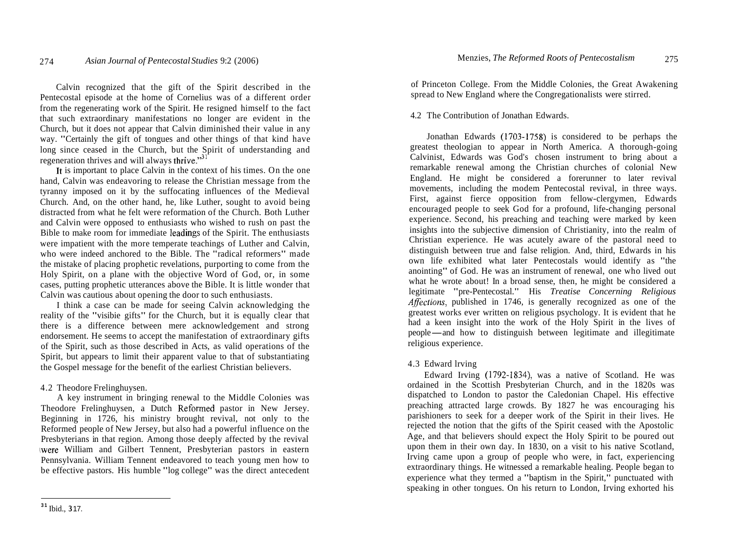Calvin recognized that the gift of the Spirit described in the Pentecostal episode at the home of Cornelius was of a different order from the regenerating work of the Spirit. He resigned himself to the fact that such extraordinary manifestations no longer are evident in the Church, but it does not appear that Calvin diminished their value in any way. "Certainly the gift of tongues and other things of that kind have long since ceased in the Church, but the Spirit of understanding and regeneration thrives and will always thrive."[31]

It is important to place Calvin in the context of his times. On the one hand, Calvin was endeavoring to release the Christian message from the tyranny imposed on it by the suffocating influences of the Medieval Church. And, on the other hand, he, like Luther, sought to avoid being distracted from what he felt were reformation of the Church. Both Luther and Calvin were opposed to enthusiasts who wished to rush on past the Bible to make room for immediate leadings of the Spirit. The enthusiasts were impatient with the more temperate teachings of Luther and Calvin, who were indeed anchored to the Bible. The "radical reformers" made the mistake of placing prophetic revelations, purporting to come from the Holy Spirit, on a plane with the objective Word of God, or, in some cases, putting prophetic utterances above the Bible. It is little wonder that Calvin was cautious about opening the door to such enthusiasts.

I think a case can be made for seeing Calvin acknowledging the reality of the "visibie gifts" for the Church, but it is equally clear that there is a difference between mere acknowledgement and strong endorsement. He seems to accept the manifestation of extraordinary gifts of the Spirit, such as those described in Acts, as valid operations of the Spirit, but appears to limit their apparent value to that of substantiating the Gospel message for the benefit of the earliest Christian believers.

### 4.2 Theodore Frelinghuysen.

A key instrument in bringing renewal to the Middle Colonies was Theodore Frelinghuysen, a Dutch Reformed pastor in New Jersey. Beginning in 1726, his ministry brought revival, not only to the Reformed people of New Jersey, but also had a powerful influence on the Presbyterians in that region. Among those deeply affected by the revival were William and Gilbert Tennent, Presbyterian pastors in eastern Pennsylvania. William Tennent endeavored to teach young men how to be effective pastors. His humble "log college" was the direct antecedent of Princeton College. From the Middle Colonies, the Great Awakening spread to New England where the Congregationalists were stirred.

### 4.2 The Contribution of Jonathan Edwards.

Jonathan Edwards (1703-1758) is considered to be perhaps the greatest theologian to appear in North America. A thorough-going Calvinist, Edwards was God's chosen instrument to bring about a remarkable renewal among the Christian churches of colonial New England. He might be considered a forerunner to later revival movements, including the modem Pentecostal revival, in three ways. First, against fierce opposition from fellow-clergymen, Edwards encouraged people to seek God for a profound, life-changing personal experience. Second, his preaching and teaching were marked by keen insights into the subjective dimension of Christianity, into the realm of Christian experience. He was acutely aware of the pastoral need to distinguish between true and false religion. And, third, Edwards in his own life exhibited what later Pentecostals would identify as "the anointing" of God. He was an instrument of renewal, one who lived out what he wrote about! In a broad sense, then, he might be considered a legitimate "pre-Pentecostal." His *Treatise Concerning Religious Affections*, published in 1746, is generally recognized as one of the greatest works ever written on religious psychology. It is evident that he had a keen insight into the work of the Holy Spirit in the lives of people—and how to distinguish between legitimate and illegitimate religious experience.

### 4.3 Edward lrving

Edward Irving (1792-1834), was a native of Scotland. He was ordained in the Scottish Presbyterian Church, and in the 1820s was dispatched to London to pastor the Caledonian Chapel. His effective preaching attracted large crowds. By 1827 he was encouraging his parishioners to seek for a deeper work of the Spirit in their lives. He rejected the notion that the gifts of the Spirit ceased with the Apostolic Age, and that believers should expect the Holy Spirit to be poured out upon them in their own day. In 1830, on a visit to his native Scotland, Irving came upon a group of people who were, in fact, experiencing extraordinary things. He witnessed a remarkable healing. People began to experience what they termed a "baptism in the Spirit," punctuated with speaking in other tongues. On his return to London, Irving exhorted his

[31] Ibid., 317.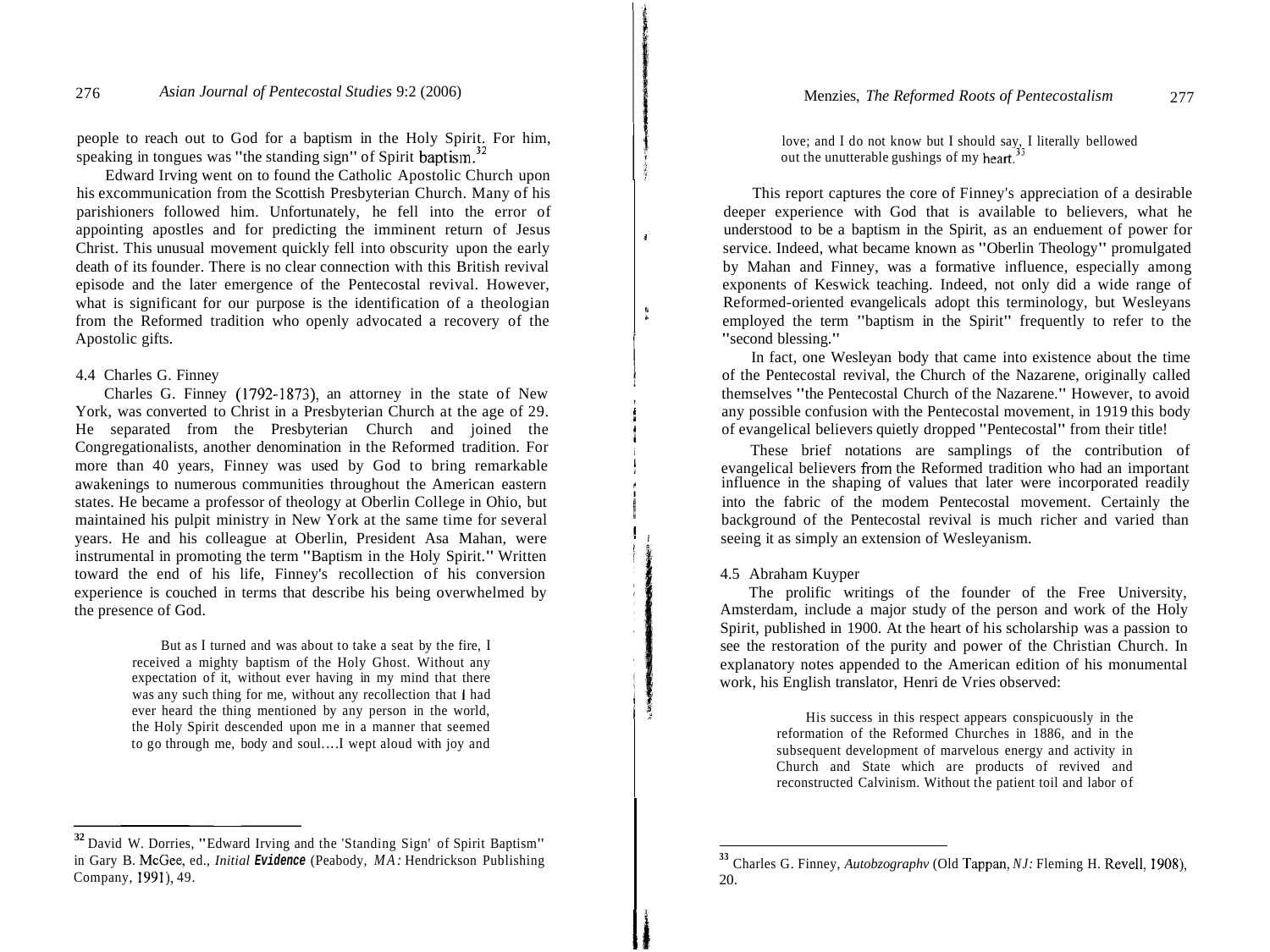people to reach out to God for a baptism in the Holy Spirit. For him, speaking in tongues was "the standing sign" of Spirit baptism.[32]

Edward Irving went on to found the Catholic Apostolic Church upon his excommunication from the Scottish Presbyterian Church. Many of his parishioners followed him. Unfortunately, he fell into the error of appointing apostles and for predicting the imminent return of Jesus Christ. This unusual movement quickly fell into obscurity upon the early death of its founder. There is no clear connection with this British revival episode and the later emergence of the Pentecostal revival. However, what is significant for our purpose is the identification of a theologian from the Reformed tradition who openly advocated a recovery of the Apostolic gifts.

### 4.4 Charles G. Finney

Charles G. Finney (1792-1873), an attorney in the state of New York, was converted to Christ in a Presbyterian Church at the age of 29. He separated from the Presbyterian Church and joined the Congregationalists, another denomination in the Reformed tradition. For more than 40 years, Finney was used by God to bring remarkable awakenings to numerous communities throughout the American eastern states. He became a professor of theology at Oberlin College in Ohio, but maintained his pulpit ministry in New York at the same time for several years. He and his colleague at Oberlin, President Asa Mahan, were instrumental in promoting the term "Baptism in the Holy Spirit." Written toward the end of his life, Finney's recollection of his conversion experience is couched in terms that describe his being overwhelmed by the presence of God.

> But as I turned and was about to take a seat by the fire, I received a mighty baptism of the Holy Ghost. Without any expectation of it, without ever having in my mind that there was any such thing for me, without any recollection that I had ever heard the thing mentioned by any person in the world, the Holy Spirit descended upon me in a manner that seemed to go through me, body and soul....I wept aloud with joy and love; and I do not know but I should say, I literally bellowed out the unutterable gushings of my heart.[33]

This report captures the core of Finney's appreciation of a desirable deeper experience with God that is available to believers, what he understood to be a baptism in the Spirit, as an enduement of power for service. Indeed, what became known as "Oberlin Theology" promulgated by Mahan and Finney, was a formative influence, especially among exponents of Keswick teaching. Indeed, not only did a wide range of Reformed-oriented evangelicals adopt this terminology, but Wesleyans employed the term "baptism in the Spirit" frequently to refer to the "second blessing."

In fact, one Wesleyan body that came into existence about the time of the Pentecostal revival, the Church of the Nazarene, originally called themselves "the Pentecostal Church of the Nazarene." However, to avoid any possible confusion with the Pentecostal movement, in 1919 this body of evangelical believers quietly dropped "Pentecostal" from their title!

These brief notations are samplings of the contribution of evangelical believers from the Reformed tradition who had an important influence in the shaping of values that later were incorporated readily into the fabric of the modem Pentecostal movement. Certainly the background of the Pentecostal revival is much richer and varied than seeing it as simply an extension of Wesleyanism.

### 4.5 Abraham Kuyper

The prolific writings of the founder of the Free University, Amsterdam, include a major study of the person and work of the Holy Spirit, published in 1900. At the heart of his scholarship was a passion to see the restoration of the purity and power of the Christian Church. In explanatory notes appended to the American edition of his monumental work, his English translator, Henri de Vries observed:

> His success in this respect appears conspicuously in the reformation of the Reformed Churches in 1886, and in the subsequent development of marvelous energy and activity in Church and State which are products of revived and reconstructed Calvinism. Without the patient toil and labor of

---

[32] David W. Dorries, "Edward Irving and the 'Standing Sign' of Spirit Baptism" in Gary B. McGee, ed., *Initial Evidence* (Peabody, *MA:* Hendrickson Publishing Company, 1991), 49.

[33] Charles G. Finney, *Autobzographv* (Old Tappan, *NJ:* Fleming H. Revell, 1908), 20.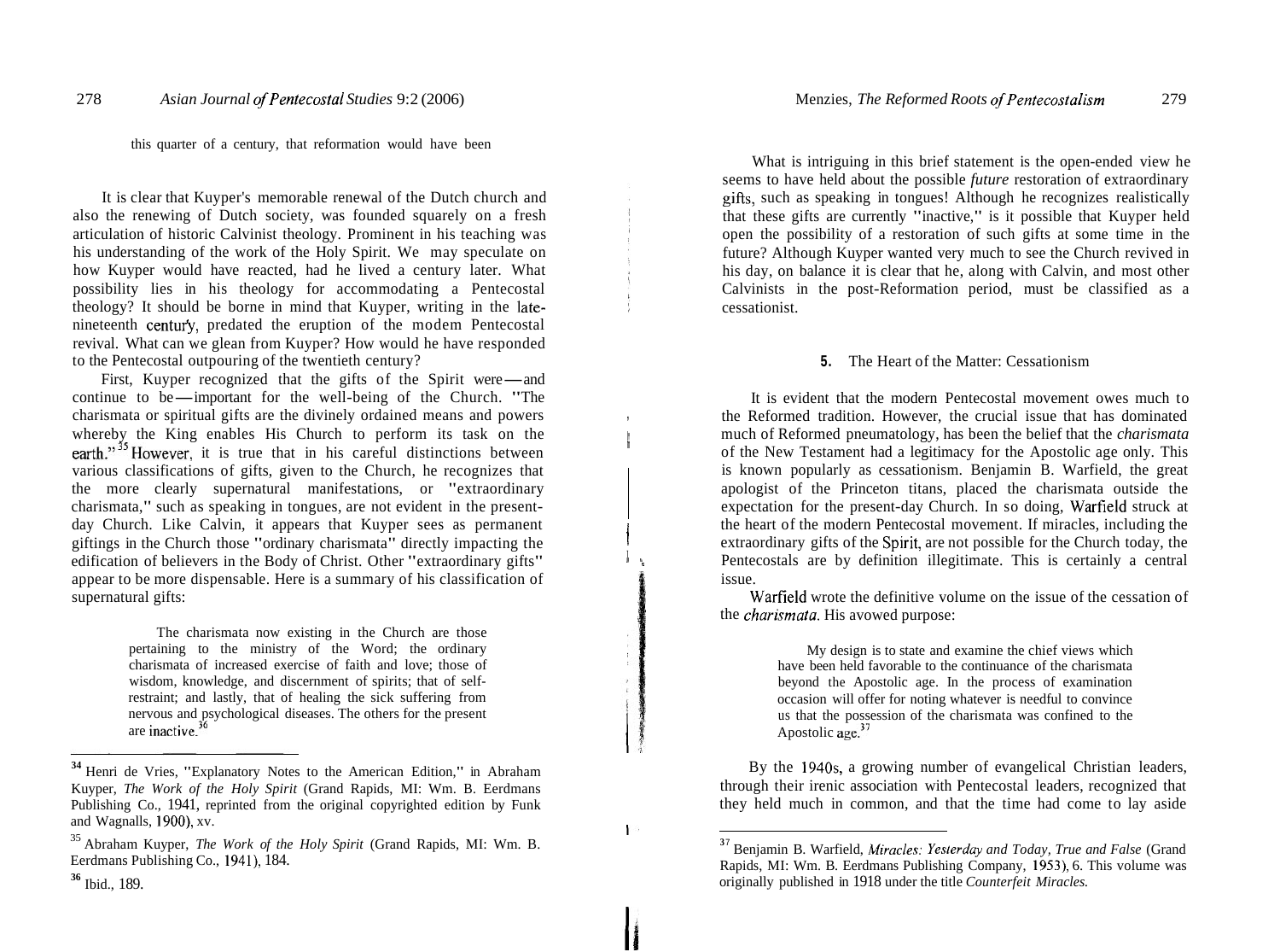this quarter of a century, that reformation would have been

It is clear that Kuyper's memorable renewal of the Dutch church and also the renewing of Dutch society, was founded squarely on a fresh articulation of historic Calvinist theology. Prominent in his teaching was his understanding of the work of the Holy Spirit. We may speculate on how Kuyper would have reacted, had he lived a century later. What possibility lies in his theology for accommodating a Pentecostal theology? It should be borne in mind that Kuyper, writing in the late-nineteenth century, predated the eruption of the modem Pentecostal revival. What can we glean from Kuyper? How would he have responded to the Pentecostal outpouring of the twentieth century?

First, Kuyper recognized that the gifts of the Spirit were—and continue to be—important for the well-being of the Church. "The charismata or spiritual gifts are the divinely ordained means and powers whereby the King enables His Church to perform its task on the earth."[35] However, it is true that in his careful distinctions between various classifications of gifts, given to the Church, he recognizes that the more clearly supernatural manifestations, or "extraordinary charismata," such as speaking in tongues, are not evident in the present-day Church. Like Calvin, it appears that Kuyper sees as permanent giftings in the Church those "ordinary charismata" directly impacting the edification of believers in the Body of Christ. Other "extraordinary gifts" appear to be more dispensable. Here is a summary of his classification of supernatural gifts:

> The charismata now existing in the Church are those pertaining to the ministry of the Word; the ordinary charismata of increased exercise of faith and love; those of wisdom, knowledge, and discernment of spirits; that of self-restraint; and lastly, that of healing the sick suffering from nervous and psychological diseases. The others for the present are inactive.[36]

What is intriguing in this brief statement is the open-ended view he seems to have held about the possible *future* restoration of extraordinary gifts, such as speaking in tongues! Although he recognizes realistically that these gifts are currently "inactive," is it possible that Kuyper held open the possibility of a restoration of such gifts at some time in the future? Although Kuyper wanted very much to see the Church revived in his day, on balance it is clear that he, along with Calvin, and most other Calvinists in the post-Reformation period, must be classified as a cessationist.

## 5. The Heart of the Matter: Cessationism

It is evident that the modern Pentecostal movement owes much to the Reformed tradition. However, the crucial issue that has dominated much of Reformed pneumatology, has been the belief that the *charismata* of the New Testament had a legitimacy for the Apostolic age only. This is known popularly as cessationism. Benjamin B. Warfield, the great apologist of the Princeton titans, placed the charismata outside the expectation for the present-day Church. In so doing, Warfield struck at the heart of the modern Pentecostal movement. If miracles, including the extraordinary gifts of the Spirit, are not possible for the Church today, the Pentecostals are by definition illegitimate. This is certainly a central issue.

Warfield wrote the definitive volume on the issue of the cessation of the *charismata*. His avowed purpose:

> My design is to state and examine the chief views which have been held favorable to the continuance of the charismata beyond the Apostolic age. In the process of examination occasion will offer for noting whatever is needful to convince us that the possession of the charismata was confined to the Apostolic age.[37]

By the 1940s, a growing number of evangelical Christian leaders, through their irenic association with Pentecostal leaders, recognized that they held much in common, and that the time had come to lay aside

---

[34] Henri de Vries, "Explanatory Notes to the American Edition," in Abraham Kuyper, *The Work of the Holy Spirit* (Grand Rapids, MI: Wm. B. Eerdmans Publishing Co., 1941, reprinted from the original copyrighted edition by Funk and Wagnalls, 1900), xv.

[35] Abraham Kuyper, *The Work of the Holy Spirit* (Grand Rapids, MI: Wm. B. Eerdmans Publishing Co., 1941), 184.

[36] Ibid., 189.

[37] Benjamin B. Warfield, *Miracles: Yesterday and Today, True and False* (Grand Rapids, MI: Wm. B. Eerdmans Publishing Company, 1953), 6. This volume was originally published in 1918 under the title *Counterfeit Miracles.*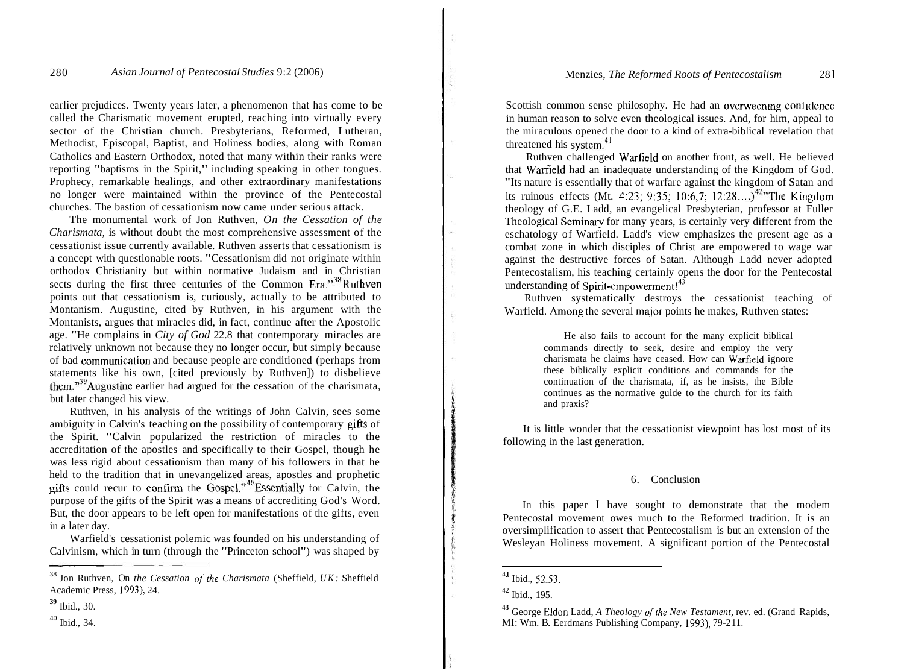earlier prejudices. Twenty years later, a phenomenon that has come to be called the Charismatic movement erupted, reaching into virtually every sector of the Christian church. Presbyterians, Reformed, Lutheran, Methodist, Episcopal, Baptist, and Holiness bodies, along with Roman Catholics and Eastern Orthodox, noted that many within their ranks were reporting "baptisms in the Spirit," including speaking in other tongues. Prophecy, remarkable healings, and other extraordinary manifestations no longer were maintained within the province of the Pentecostal churches. The bastion of cessationism now came under serious attack.

The monumental work of Jon Ruthven, *On the Cessation of the Charismata,* is without doubt the most comprehensive assessment of the cessationist issue currently available. Ruthven asserts that cessationism is a concept with questionable roots. "Cessationism did not originate within orthodox Christianity but within normative Judaism and in Christian sects during the first three centuries of the Common Era."[38] Ruthven points out that cessationism is, curiously, actually to be attributed to Montanism. Augustine, cited by Ruthven, in his argument with the Montanists, argues that miracles did, in fact, continue after the Apostolic age. "He complains in *City of God* 22.8 that contemporary miracles are relatively unknown not because they no longer occur, but simply because of bad communication and because people are conditioned (perhaps from statements like his own, [cited previously by Ruthven]) to disbelieve them."[39] Augustine earlier had argued for the cessation of the charismata, but later changed his view.

Ruthven, in his analysis of the writings of John Calvin, sees some ambiguity in Calvin's teaching on the possibility of contemporary gifts of the Spirit. "Calvin popularized the restriction of miracles to the accreditation of the apostles and specifically to their Gospel, though he was less rigid about cessationism than many of his followers in that he held to the tradition that in unevangelized areas, apostles and prophetic gifts could recur to confirm the Gospel."[40] Essentially for Calvin, the purpose of the gifts of the Spirit was a means of accrediting God's Word. But, the door appears to be left open for manifestations of the gifts, even in a later day.

Warfield's cessationist polemic was founded on his understanding of Calvinism, which in turn (through the "Princeton school") was shaped by Scottish common sense philosophy. He had an overweening confidence in human reason to solve even theological issues. And, for him, appeal to the miraculous opened the door to a kind of extra-biblical revelation that threatened his system.[41]

Ruthven challenged Warfield on another front, as well. He believed that Warfield had an inadequate understanding of the Kingdom of God. "Its nature is essentially that of warfare against the kingdom of Satan and its ruinous effects (Mt. 4:23; 9:35; 10:6,7; 12:28....)[42]"The Kingdom theology of G.E. Ladd, an evangelical Presbyterian, professor at Fuller Theological Seminary for many years, is certainly very different from the eschatology of Warfield. Ladd's view emphasizes the present age as a combat zone in which disciples of Christ are empowered to wage war against the destructive forces of Satan. Although Ladd never adopted Pentecostalism, his teaching certainly opens the door for the Pentecostal understanding of Spirit-empowerment![43]

Ruthven systematically destroys the cessationist teaching of Warfield. Among the several major points he makes, Ruthven states:

> He also fails to account for the many explicit biblical commands directly to seek, desire and employ the very charismata he claims have ceased. How can Warfield ignore these biblically explicit conditions and commands for the continuation of the charismata, if, as he insists, the Bible continues as the normative guide to the church for its faith and praxis?

It is little wonder that the cessationist viewpoint has lost most of its following in the last generation.

## 6. Conclusion

In this paper I have sought to demonstrate that the modem Pentecostal movement owes much to the Reformed tradition. It is an oversimplification to assert that Pentecostalism is but an extension of the Wesleyan Holiness movement. A significant portion of the Pentecostal

---

[38] Jon Ruthven, *On the Cessation of the Charismata* (Sheffield, UK: Sheffield Academic Press, 1993), 24.

[39] Ibid., 30.

[40] Ibid., 34.

[41] Ibid., 52,53.

[42] Ibid., 195.

[43] George Eldon Ladd, *A Theology of the New Testament,* rev. ed. (Grand Rapids, MI: Wm. B. Eerdmans Publishing Company, 1993), 79-211.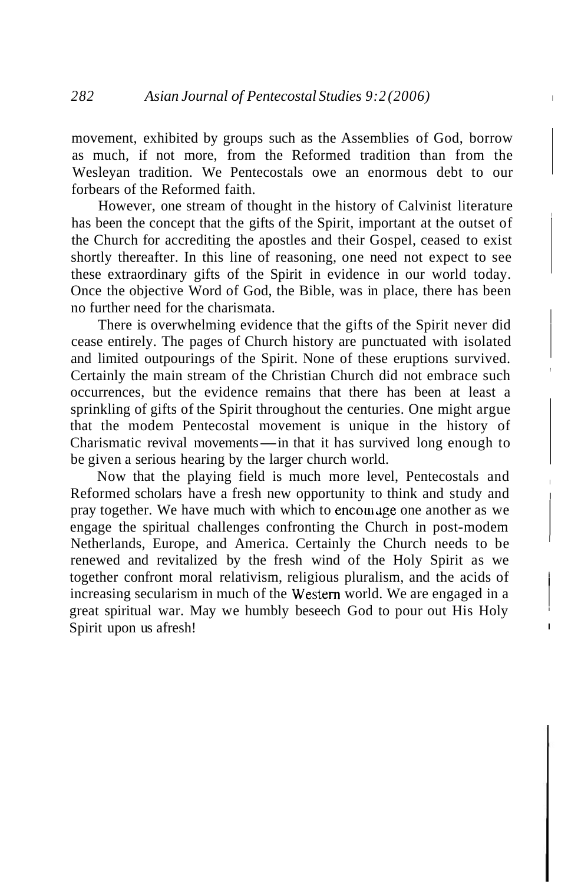movement, exhibited by groups such as the Assemblies of God, borrow as much, if not more, from the Reformed tradition than from the Wesleyan tradition. We Pentecostals owe an enormous debt to our forbears of the Reformed faith.

However, one stream of thought in the history of Calvinist literature has been the concept that the gifts of the Spirit, important at the outset of the Church for accrediting the apostles and their Gospel, ceased to exist shortly thereafter. In this line of reasoning, one need not expect to see these extraordinary gifts of the Spirit in evidence in our world today. Once the objective Word of God, the Bible, was in place, there has been no further need for the charismata.

There is overwhelming evidence that the gifts of the Spirit never did cease entirely. The pages of Church history are punctuated with isolated and limited outpourings of the Spirit. None of these eruptions survived. Certainly the main stream of the Christian Church did not embrace such occurrences, but the evidence remains that there has been at least a sprinkling of gifts of the Spirit throughout the centuries. One might argue that the modem Pentecostal movement is unique in the history of Charismatic revival movements—in that it has survived long enough to be given a serious hearing by the larger church world.

Now that the playing field is much more level, Pentecostals and Reformed scholars have a fresh new opportunity to think and study and pray together. We have much with which to encourage one another as we engage the spiritual challenges confronting the Church in post-modem Netherlands, Europe, and America. Certainly the Church needs to be renewed and revitalized by the fresh wind of the Holy Spirit as we together confront moral relativism, religious pluralism, and the acids of increasing secularism in much of the Western world. We are engaged in a great spiritual war. May we humbly beseech God to pour out His Holy Spirit upon us afresh!